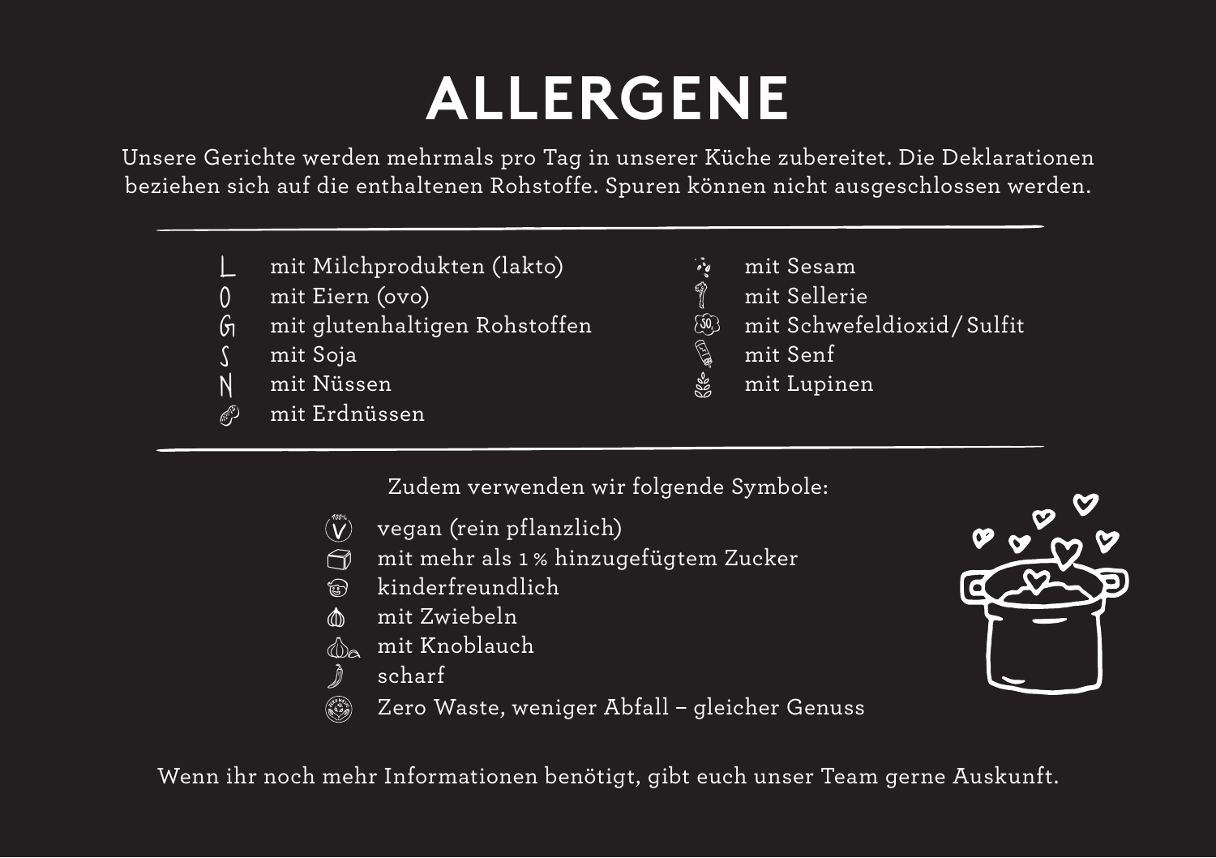# ALLERGENE

Unsere Gerichte werden mehrmals pro Tag in unserer Küche zubereitet. Die Deklarationen beziehen sich auf die enthaltenen Rohstoffe. Spuren können nicht ausgeschlossen werden.

---

- L mit Milchprodukten (lakto)
- O mit Eiern (ovo)
- G mit glutenhaltigen Rohstoffen
- S mit Soja
- N mit Nüssen
- mit Erdnüssen
- mit Sesam
- mit Sellerie
- mit Schwefeldioxid/Sulfit
- mit Senf
- mit Lupinen

---

Zudem verwenden wir folgende Symbole:

- vegan (rein pflanzlich)
- mit mehr als 1 % hinzugefügtem Zucker
- kinderfreundlich
- mit Zwiebeln
- mit Knoblauch
- scharf
- Zero Waste, weniger Abfall – gleicher Genuss

Wenn ihr noch mehr Informationen benötigt, gibt euch unser Team gerne Auskunft.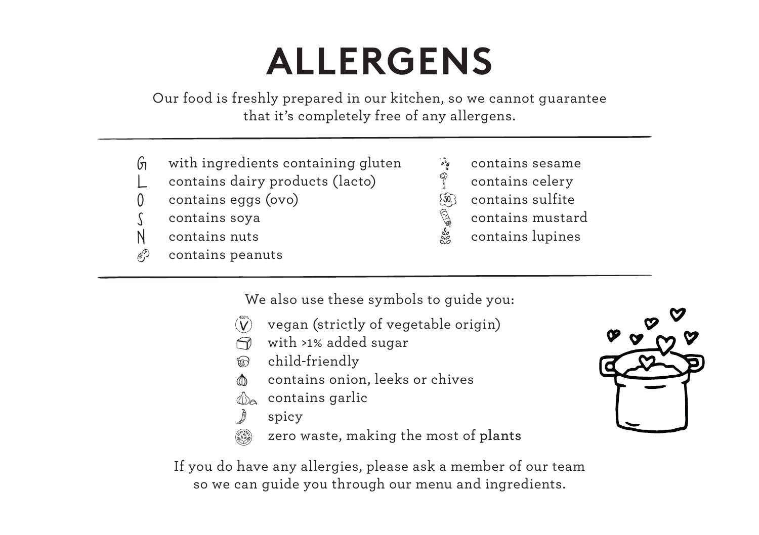# ALLERGENS

Our food is freshly prepared in our kitchen, so we cannot guarantee that it's completely free of any allergens.

---

- G — with ingredients containing gluten
- L — contains dairy products (lacto)
- O — contains eggs (ovo)
- S — contains soya
- N — contains nuts
- contains peanuts
- contains sesame
- contains celery
- contains sulfite
- contains mustard
- contains lupines

---

We also use these symbols to guide you:

- vegan (strictly of vegetable origin)
- with >1% added sugar
- child-friendly
- contains onion, leeks or chives
- contains garlic
- spicy
- zero waste, making the most of **plants**

If you do have any allergies, please ask a member of our team so we can guide you through our menu and ingredients.